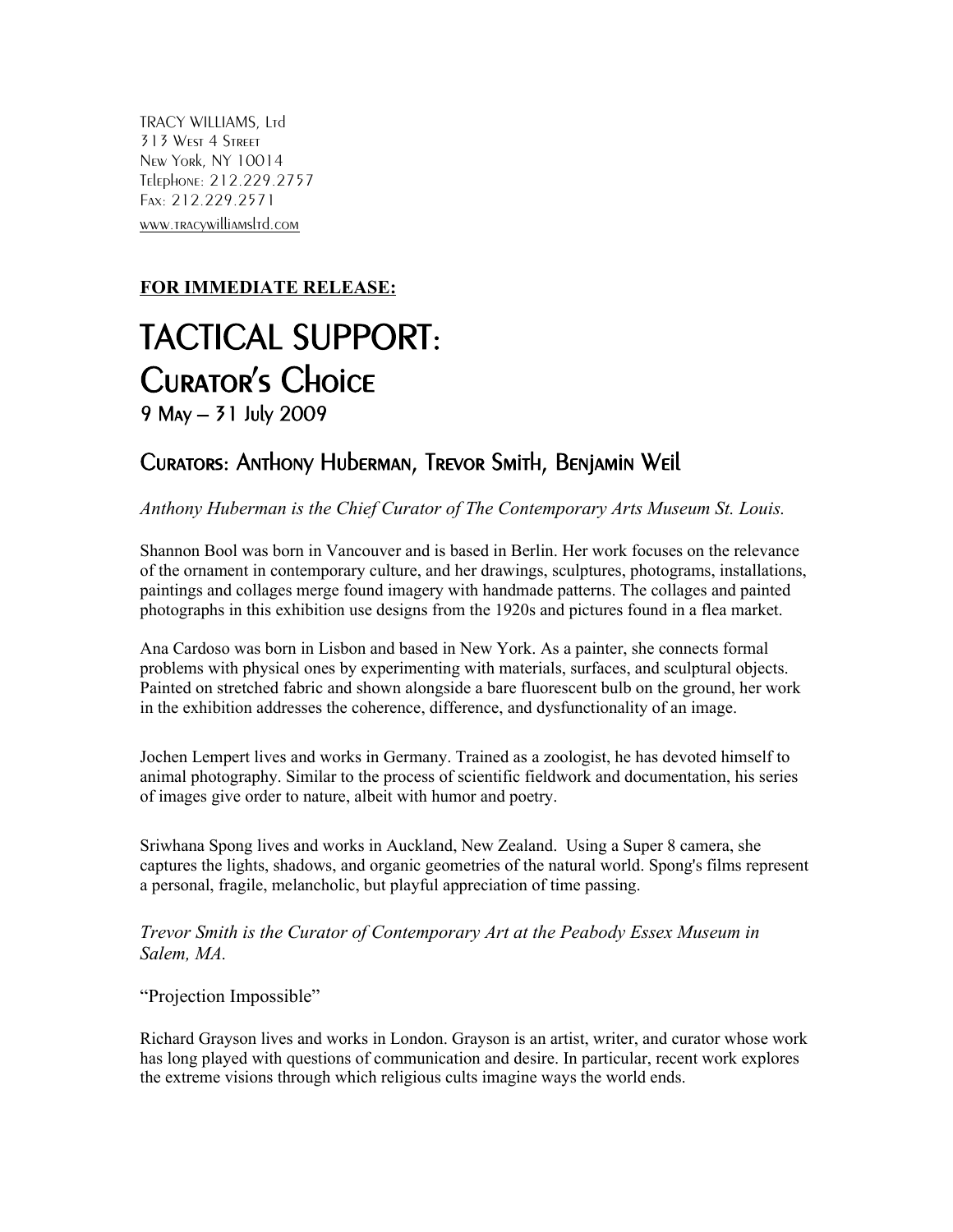TRACY WILLIAMS, Ltd
313 West 4 Street
New York, NY 10014
Telephone: 212.229.2757
Fax: 212.229.2571
www.tracywilliamsltd.com

**FOR IMMEDIATE RELEASE:**

# TACTICAL SUPPORT: Curator's Choice

9 May – 31 July 2009

## Curators: Anthony Huberman, Trevor Smith, Benjamin Weil

*Anthony Huberman is the Chief Curator of The Contemporary Arts Museum St. Louis.*

Shannon Bool was born in Vancouver and is based in Berlin. Her work focuses on the relevance of the ornament in contemporary culture, and her drawings, sculptures, photograms, installations, paintings and collages merge found imagery with handmade patterns. The collages and painted photographs in this exhibition use designs from the 1920s and pictures found in a flea market.

Ana Cardoso was born in Lisbon and based in New York. As a painter, she connects formal problems with physical ones by experimenting with materials, surfaces, and sculptural objects. Painted on stretched fabric and shown alongside a bare fluorescent bulb on the ground, her work in the exhibition addresses the coherence, difference, and dysfunctionality of an image.

Jochen Lempert lives and works in Germany. Trained as a zoologist, he has devoted himself to animal photography. Similar to the process of scientific fieldwork and documentation, his series of images give order to nature, albeit with humor and poetry.

Sriwhana Spong lives and works in Auckland, New Zealand. Using a Super 8 camera, she captures the lights, shadows, and organic geometries of the natural world. Spong's films represent a personal, fragile, melancholic, but playful appreciation of time passing.

*Trevor Smith is the Curator of Contemporary Art at the Peabody Essex Museum in Salem, MA.*

"Projection Impossible"

Richard Grayson lives and works in London. Grayson is an artist, writer, and curator whose work has long played with questions of communication and desire. In particular, recent work explores the extreme visions through which religious cults imagine ways the world ends.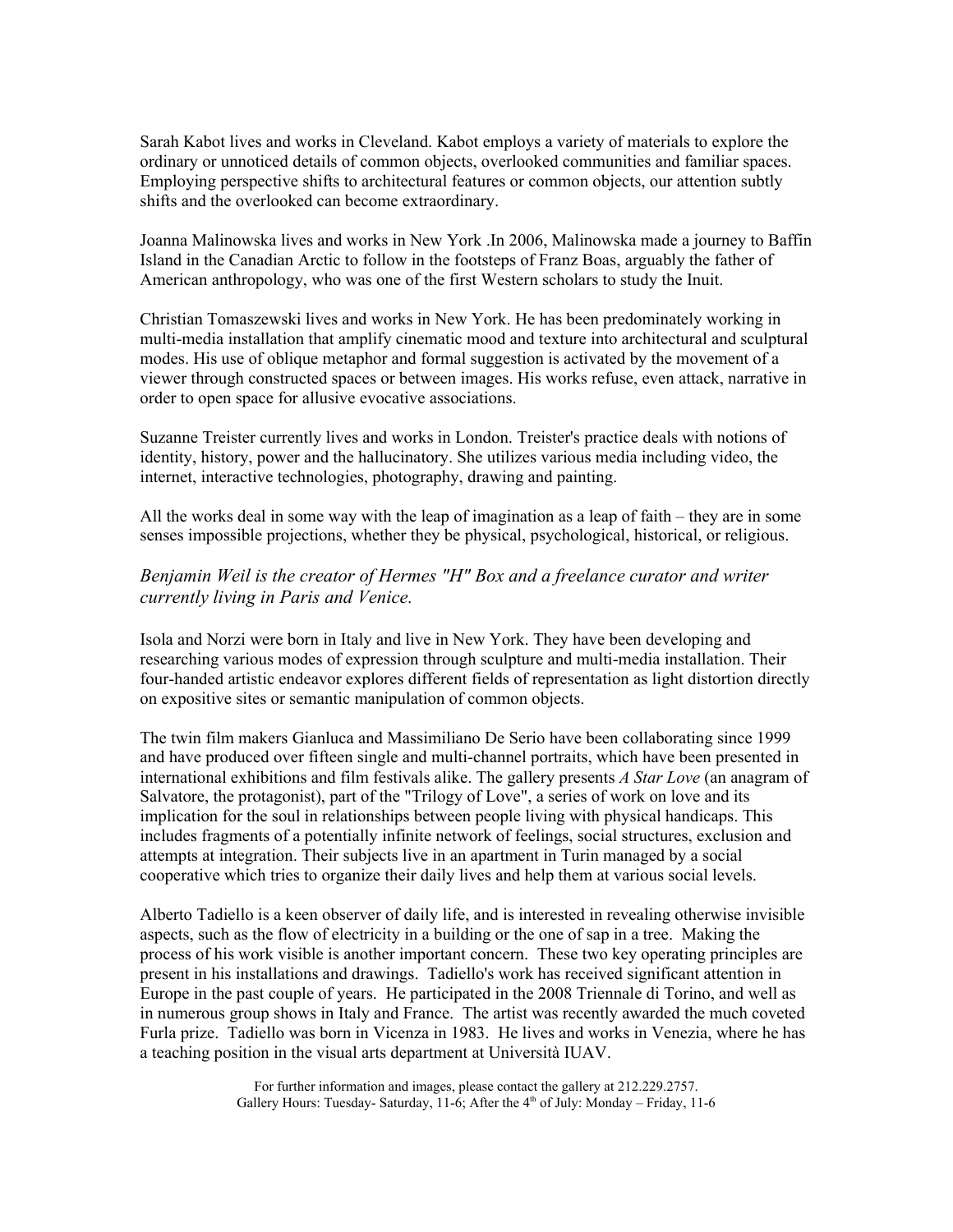Sarah Kabot lives and works in Cleveland. Kabot employs a variety of materials to explore the ordinary or unnoticed details of common objects, overlooked communities and familiar spaces. Employing perspective shifts to architectural features or common objects, our attention subtly shifts and the overlooked can become extraordinary.

Joanna Malinowska lives and works in New York .In 2006, Malinowska made a journey to Baffin Island in the Canadian Arctic to follow in the footsteps of Franz Boas, arguably the father of American anthropology, who was one of the first Western scholars to study the Inuit.

Christian Tomaszewski lives and works in New York. He has been predominately working in multi-media installation that amplify cinematic mood and texture into architectural and sculptural modes. His use of oblique metaphor and formal suggestion is activated by the movement of a viewer through constructed spaces or between images. His works refuse, even attack, narrative in order to open space for allusive evocative associations.

Suzanne Treister currently lives and works in London. Treister's practice deals with notions of identity, history, power and the hallucinatory. She utilizes various media including video, the internet, interactive technologies, photography, drawing and painting.

All the works deal in some way with the leap of imagination as a leap of faith – they are in some senses impossible projections, whether they be physical, psychological, historical, or religious.

*Benjamin Weil is the creator of Hermes "H" Box and a freelance curator and writer currently living in Paris and Venice.*

Isola and Norzi were born in Italy and live in New York. They have been developing and researching various modes of expression through sculpture and multi-media installation. Their four-handed artistic endeavor explores different fields of representation as light distortion directly on expositive sites or semantic manipulation of common objects.

The twin film makers Gianluca and Massimiliano De Serio have been collaborating since 1999 and have produced over fifteen single and multi-channel portraits, which have been presented in international exhibitions and film festivals alike. The gallery presents *A Star Love* (an anagram of Salvatore, the protagonist), part of the "Trilogy of Love", a series of work on love and its implication for the soul in relationships between people living with physical handicaps. This includes fragments of a potentially infinite network of feelings, social structures, exclusion and attempts at integration. Their subjects live in an apartment in Turin managed by a social cooperative which tries to organize their daily lives and help them at various social levels.

Alberto Tadiello is a keen observer of daily life, and is interested in revealing otherwise invisible aspects, such as the flow of electricity in a building or the one of sap in a tree. Making the process of his work visible is another important concern. These two key operating principles are present in his installations and drawings. Tadiello's work has received significant attention in Europe in the past couple of years. He participated in the 2008 Triennale di Torino, and well as in numerous group shows in Italy and France. The artist was recently awarded the much coveted Furla prize. Tadiello was born in Vicenza in 1983. He lives and works in Venezia, where he has a teaching position in the visual arts department at Università IUAV.

For further information and images, please contact the gallery at 212.229.2757.
Gallery Hours: Tuesday- Saturday, 11-6; After the 4th of July: Monday – Friday, 11-6